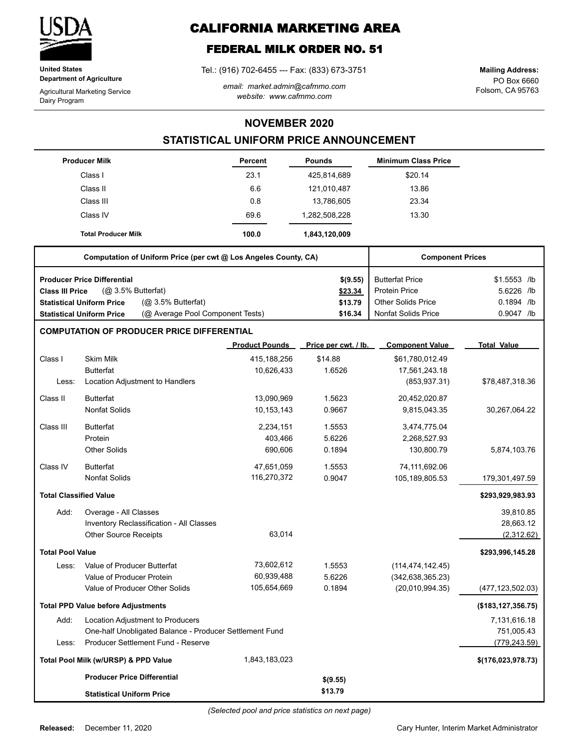United States Department of Agriculture

Agricultural Marketing Service
Dairy Program

# CALIFORNIA MARKETING AREA

## FEDERAL MILK ORDER NO. 51

Tel.: (916) 702-6455 --- Fax: (833) 673-3751

*email: market.admin@cafmmo.com*
*website: www.cafmmo.com*

**Mailing Address:**
PO Box 6660
Folsom, CA 95763

## NOVEMBER 2020

## STATISTICAL UNIFORM PRICE ANNOUNCEMENT

| Producer Milk | Percent | Pounds | Minimum Class Price |
|---|---|---|---|
| Class I | 23.1 | 425,814,689 | $20.14 |
| Class II | 6.6 | 121,010,487 | 13.86 |
| Class III | 0.8 | 13,786,605 | 23.34 |
| Class IV | 69.6 | 1,282,508,228 | 13.30 |
| **Total Producer Milk** | **100.0** | **1,843,120,009** | |

| Computation of Uniform Price (per cwt @ Los Angeles County, CA) | | Component Prices | |
|---|---|---|---|
| **Producer Price Differential** | **$(9.55)** | Butterfat Price | $1.5553 /lb |
| **Class III Price** (@ 3.5% Butterfat) | **$23.34** | Protein Price | 5.6226 /lb |
| **Statistical Uniform Price** (@ 3.5% Butterfat) | **$13.79** | Other Solids Price | 0.1894 /lb |
| **Statistical Uniform Price** (@ Average Pool Component Tests) | **$16.34** | Nonfat Solids Price | 0.9047 /lb |

### COMPUTATION OF PRODUCER PRICE DIFFERENTIAL

| | | Product Pounds | Price per cwt. / lb. | Component Value | Total Value |
|---|---|---|---|---|---|
| Class I | Skim Milk | 415,188,256 | $14.88 | $61,780,012.49 | |
| | Butterfat | 10,626,433 | 1.6526 | 17,561,243.18 | |
| Less: | Location Adjustment to Handlers | | | (853,937.31) | $78,487,318.36 |
| Class II | Butterfat | 13,090,969 | 1.5623 | 20,452,020.87 | |
| | Nonfat Solids | 10,153,143 | 0.9667 | 9,815,043.35 | 30,267,064.22 |
| Class III | Butterfat | 2,234,151 | 1.5553 | 3,474,775.04 | |
| | Protein | 403,466 | 5.6226 | 2,268,527.93 | |
| | Other Solids | 690,606 | 0.1894 | 130,800.79 | 5,874,103.76 |
| Class IV | Butterfat | 47,651,059 | 1.5553 | 74,111,692.06 | |
| | Nonfat Solids | 116,270,372 | 0.9047 | 105,189,805.53 | 179,301,497.59 |
| **Total Classified Value** | | | | | **$293,929,983.93** |
| Add: | Overage - All Classes | | | | 39,810.85 |
| | Inventory Reclassification - All Classes | | | | 28,663.12 |
| | Other Source Receipts | 63,014 | | | (2,312.62) |
| **Total Pool Value** | | | | | **$293,996,145.28** |
| Less: | Value of Producer Butterfat | 73,602,612 | 1.5553 | (114,474,142.45) | |
| | Value of Producer Protein | 60,939,488 | 5.6226 | (342,638,365.23) | |
| | Value of Producer Other Solids | 105,654,669 | 0.1894 | (20,010,994.35) | (477,123,502.03) |
| **Total PPD Value before Adjustments** | | | | | **($183,127,356.75)** |
| Add: | Location Adjustment to Producers | | | | 7,131,616.18 |
| | One-half Unobligated Balance - Producer Settlement Fund | | | | 751,005.43 |
| Less: | Producer Settlement Fund - Reserve | | | | (779,243.59) |
| **Total Pool Milk (w/URSP) & PPD Value** | | 1,843,183,023 | | | **$(176,023,978.73)** |
| | **Producer Price Differential** | | **$(9.55)** | | |
| | **Statistical Uniform Price** | | **$13.79** | | |

*(Selected pool and price statistics on next page)*

**Released:** December 11, 2020

Cary Hunter, Interim Market Administrator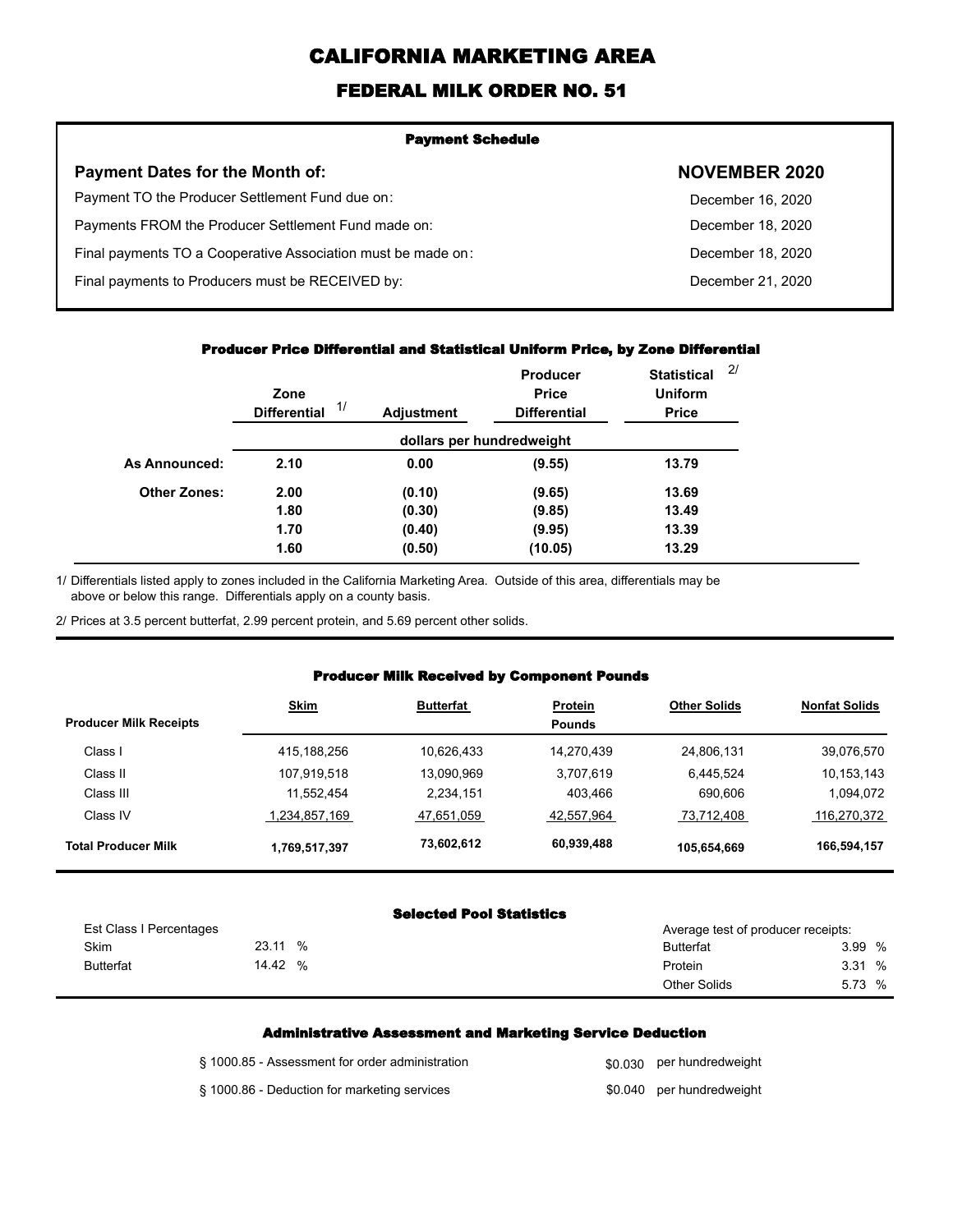# CALIFORNIA MARKETING AREA

## FEDERAL MILK ORDER NO. 51

### Payment Schedule

| Payment Dates for the Month of: | NOVEMBER 2020 |
|---|---|
| Payment TO the Producer Settlement Fund due on: | December 16, 2020 |
| Payments FROM the Producer Settlement Fund made on: | December 18, 2020 |
| Final payments TO a Cooperative Association must be made on: | December 18, 2020 |
| Final payments to Producers must be RECEIVED by: | December 21, 2020 |

### Producer Price Differential and Statistical Uniform Price, by Zone Differential

| | Zone Differential 1/ | Adjustment | Producer Price Differential | Statistical Uniform Price 2/ |
|---|---|---|---|---|
| | dollars per hundredweight | | | |
| **As Announced:** | **2.10** | **0.00** | **(9.55)** | **13.79** |
| **Other Zones:** | **2.00** | **(0.10)** | **(9.65)** | **13.69** |
| | **1.80** | **(0.30)** | **(9.85)** | **13.49** |
| | **1.70** | **(0.40)** | **(9.95)** | **13.39** |
| | **1.60** | **(0.50)** | **(10.05)** | **13.29** |

1/ Differentials listed apply to zones included in the California Marketing Area. Outside of this area, differentials may be above or below this range. Differentials apply on a county basis.

2/ Prices at 3.5 percent butterfat, 2.99 percent protein, and 5.69 percent other solids.

### Producer Milk Received by Component Pounds

| Producer Milk Receipts | Skim | Butterfat | Protein Pounds | Other Solids | Nonfat Solids |
|---|---|---|---|---|---|
| Class I | 415,188,256 | 10,626,433 | 14,270,439 | 24,806,131 | 39,076,570 |
| Class II | 107,919,518 | 13,090,969 | 3,707,619 | 6,445,524 | 10,153,143 |
| Class III | 11,552,454 | 2,234,151 | 403,466 | 690,606 | 1,094,072 |
| Class IV | 1,234,857,169 | 47,651,059 | 42,557,964 | 73,712,408 | 116,270,372 |
| **Total Producer Milk** | **1,769,517,397** | **73,602,612** | **60,939,488** | **105,654,669** | **166,594,157** |

### Selected Pool Statistics

| Est Class I Percentages | | Average test of producer receipts: | |
|---|---|---|---|
| Skim | 23.11 % | Butterfat | 3.99 % |
| Butterfat | 14.42 % | Protein | 3.31 % |
| | | Other Solids | 5.73 % |

### Administrative Assessment and Marketing Service Deduction

| | |
|---|---|
| § 1000.85 - Assessment for order administration | \$0.030 per hundredweight |
| § 1000.86 - Deduction for marketing services | \$0.040 per hundredweight |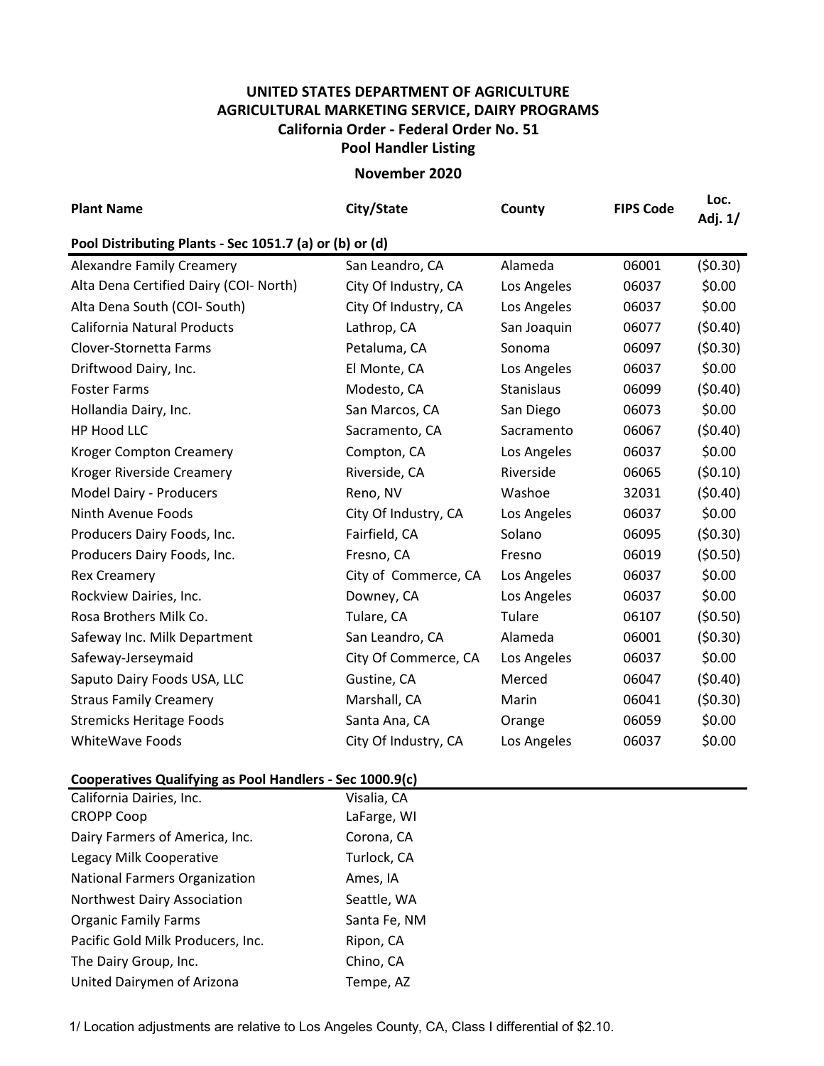**UNITED STATES DEPARTMENT OF AGRICULTURE**
**AGRICULTURAL MARKETING SERVICE, DAIRY PROGRAMS**
**California Order - Federal Order No. 51**
**Pool Handler Listing**

**November 2020**

| Plant Name | City/State | County | FIPS Code | Loc. Adj. 1/ |
|---|---|---|---|---|
| **Pool Distributing Plants - Sec 1051.7 (a) or (b) or (d)** | | | | |
| Alexandre Family Creamery | San Leandro, CA | Alameda | 06001 | ($0.30) |
| Alta Dena Certified Dairy (COI- North) | City Of Industry, CA | Los Angeles | 06037 | $0.00 |
| Alta Dena South (COI- South) | City Of Industry, CA | Los Angeles | 06037 | $0.00 |
| California Natural Products | Lathrop, CA | San Joaquin | 06077 | ($0.40) |
| Clover-Stornetta Farms | Petaluma, CA | Sonoma | 06097 | ($0.30) |
| Driftwood Dairy, Inc. | El Monte, CA | Los Angeles | 06037 | $0.00 |
| Foster Farms | Modesto, CA | Stanislaus | 06099 | ($0.40) |
| Hollandia Dairy, Inc. | San Marcos, CA | San Diego | 06073 | $0.00 |
| HP Hood LLC | Sacramento, CA | Sacramento | 06067 | ($0.40) |
| Kroger Compton Creamery | Compton, CA | Los Angeles | 06037 | $0.00 |
| Kroger Riverside Creamery | Riverside, CA | Riverside | 06065 | ($0.10) |
| Model Dairy - Producers | Reno, NV | Washoe | 32031 | ($0.40) |
| Ninth Avenue Foods | City Of Industry, CA | Los Angeles | 06037 | $0.00 |
| Producers Dairy Foods, Inc. | Fairfield, CA | Solano | 06095 | ($0.30) |
| Producers Dairy Foods, Inc. | Fresno, CA | Fresno | 06019 | ($0.50) |
| Rex Creamery | City of Commerce, CA | Los Angeles | 06037 | $0.00 |
| Rockview Dairies, Inc. | Downey, CA | Los Angeles | 06037 | $0.00 |
| Rosa Brothers Milk Co. | Tulare, CA | Tulare | 06107 | ($0.50) |
| Safeway Inc. Milk Department | San Leandro, CA | Alameda | 06001 | ($0.30) |
| Safeway-Jerseymaid | City Of Commerce, CA | Los Angeles | 06037 | $0.00 |
| Saputo Dairy Foods USA, LLC | Gustine, CA | Merced | 06047 | ($0.40) |
| Straus Family Creamery | Marshall, CA | Marin | 06041 | ($0.30) |
| Stremicks Heritage Foods | Santa Ana, CA | Orange | 06059 | $0.00 |
| WhiteWave Foods | City Of Industry, CA | Los Angeles | 06037 | $0.00 |
| **Cooperatives Qualifying as Pool Handlers - Sec 1000.9(c)** | | | | |
| California Dairies, Inc. | Visalia, CA | | | |
| CROPP Coop | LaFarge, WI | | | |
| Dairy Farmers of America, Inc. | Corona, CA | | | |
| Legacy Milk Cooperative | Turlock, CA | | | |
| National Farmers Organization | Ames, IA | | | |
| Northwest Dairy Association | Seattle, WA | | | |
| Organic Family Farms | Santa Fe, NM | | | |
| Pacific Gold Milk Producers, Inc. | Ripon, CA | | | |
| The Dairy Group, Inc. | Chino, CA | | | |
| United Dairymen of Arizona | Tempe, AZ | | | |

1/ Location adjustments are relative to Los Angeles County, CA, Class I differential of $2.10.